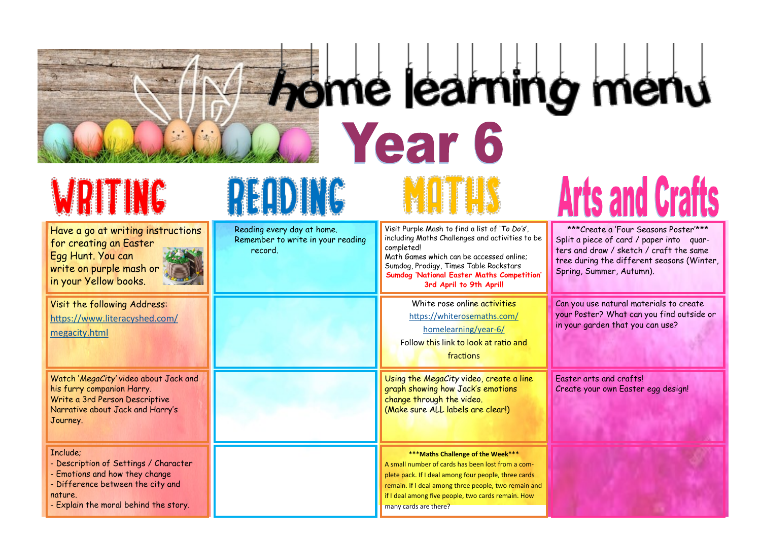# home learning menu

# Year 6

| WRITING | READING | MATHS | Arts and Crafts |
|---|---|---|---|
| Have a go at writing instructions for creating an Easter Egg Hunt. You can write on purple mash or in your Yellow books. | Reading every day at home. Remember to write in your reading record. | Visit Purple Mash to find a list of 'To Do's', including Maths Challenges and activities to be completed! Math Games which can be accessed online; Sumdog, Prodigy, Times Table Rockstars **Sumdog 'National Easter Maths Competition' 3rd April to 9th April!** | \*\*\*Create a 'Four Seasons Poster'\*\*\* Split a piece of card / paper into quarters and draw / sketch / craft the same tree during the different seasons (Winter, Spring, Summer, Autumn). |
| Visit the following Address: [https://www.literacyshed.com/megacity.html](https://www.literacyshed.com/megacity.html) | | White rose online activities [https://whiterosemaths.com/homelearning/year-6/](https://whiterosemaths.com/homelearning/year-6/) Follow this link to look at ratio and fractions | Can you use natural materials to create your Poster? What can you find outside or in your garden that you can use? |
| Watch '*MegaCity*' video about Jack and his furry companion Harry. Write a 3rd Person Descriptive Narrative about Jack and Harry's Journey. | | Using the *MegaCity* video, create a line graph showing how Jack's emotions change through the video. (Make sure ALL labels are clear!) | Easter arts and crafts! Create your own Easter egg design! |
| Include; - Description of Settings / Character - Emotions and how they change - Difference between the city and nature. - Explain the moral behind the story. | | **\*\*\*Maths Challenge of the Week\*\*\*** A small number of cards has been lost from a complete pack. If I deal among four people, three cards remain. If I deal among three people, two remain and if I deal among five people, two cards remain. How many cards are there? | |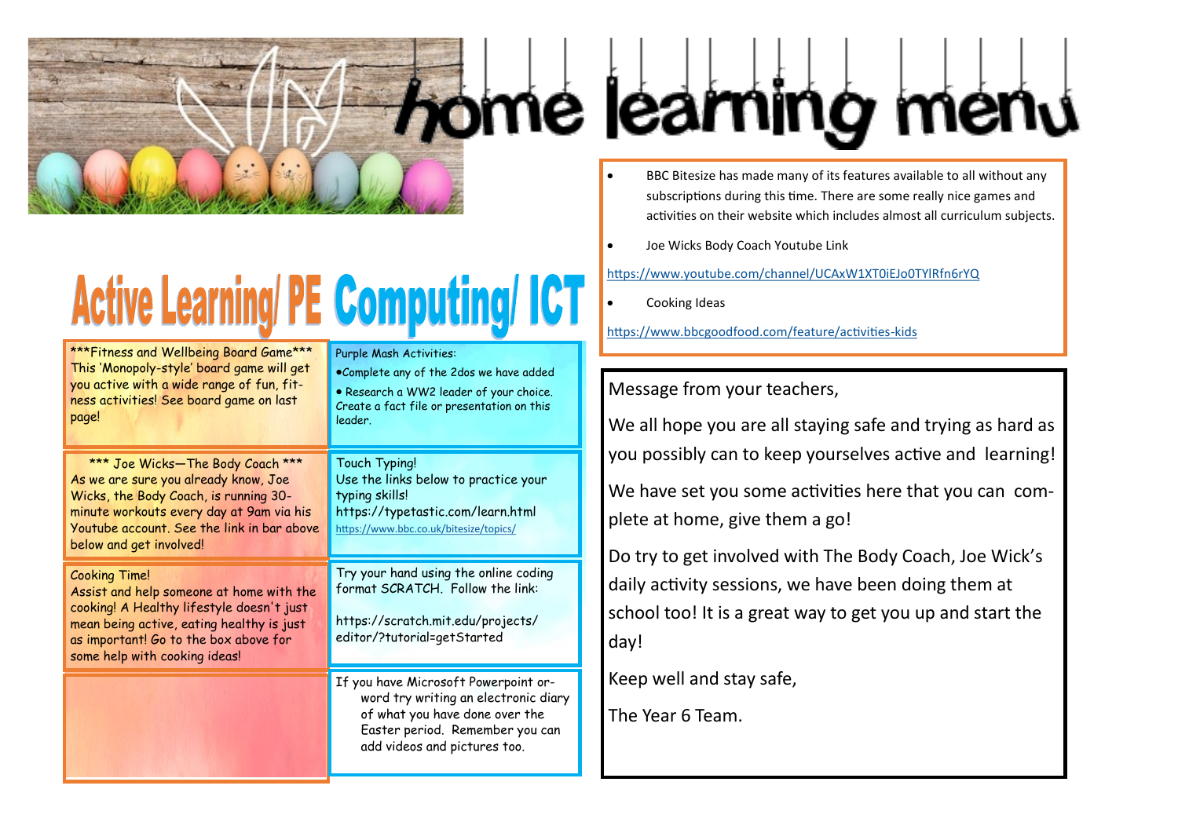# home learning menu

- BBC Bitesize has made many of its features available to all without any subscriptions during this time. There are some really nice games and activities on their website which includes almost all curriculum subjects.
- Joe Wicks Body Coach Youtube Link

https://www.youtube.com/channel/UCAxW1XT0iEJo0TYlRfn6rYQ

- Cooking Ideas

https://www.bbcgoodfood.com/feature/activities-kids

## Active Learning/ PE

***Fitness and Wellbeing Board Game***
This 'Monopoly-style' board game will get you active with a wide range of fun, fitness activities! See board game on last page!

*** Joe Wicks—The Body Coach ***
As we are sure you already know, Joe Wicks, the Body Coach, is running 30-minute workouts every day at 9am via his Youtube account. See the link in bar above below and get involved!

Cooking Time!
Assist and help someone at home with the cooking! A Healthy lifestyle doesn't just mean being active, eating healthy is just as important! Go to the box above for some help with cooking ideas!

## Computing/ ICT

Purple Mash Activities:
- Complete any of the 2dos we have added
- Research a WW2 leader of your choice. Create a fact file or presentation on this leader.

Touch Typing!
Use the links below to practice your typing skills!
https://typetastic.com/learn.html
https://www.bbc.co.uk/bitesize/topics/

Try your hand using the online coding format SCRATCH. Follow the link:

https://scratch.mit.edu/projects/editor/?tutorial=getStarted

If you have Microsoft Powerpoint or word try writing an electronic diary of what you have done over the Easter period. Remember you can add videos and pictures too.

Message from your teachers,

We all hope you are all staying safe and trying as hard as you possibly can to keep yourselves active and learning!

We have set you some activities here that you can complete at home, give them a go!

Do try to get involved with The Body Coach, Joe Wick's daily activity sessions, we have been doing them at school too! It is a great way to get you up and start the day!

Keep well and stay safe,

The Year 6 Team.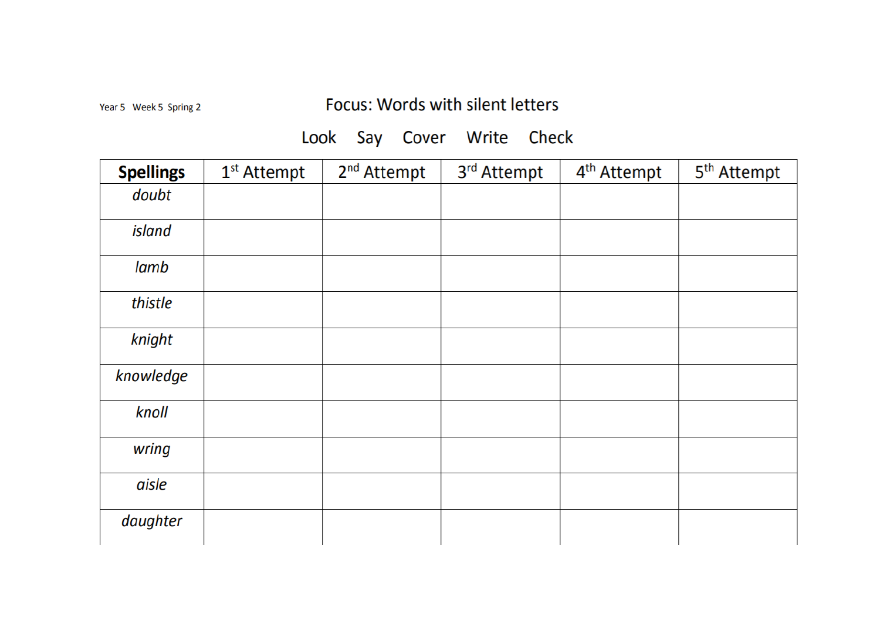Year 5 Week 5 Spring 2

# Focus: Words with silent letters

Look Say Cover Write Check

| **Spellings** | 1st Attempt | 2nd Attempt | 3rd Attempt | 4th Attempt | 5th Attempt |
|---|---|---|---|---|---|
| *doubt* | | | | | |
| *island* | | | | | |
| *lamb* | | | | | |
| *thistle* | | | | | |
| *knight* | | | | | |
| *knowledge* | | | | | |
| *knoll* | | | | | |
| *wring* | | | | | |
| *aisle* | | | | | |
| *daughter* | | | | | |